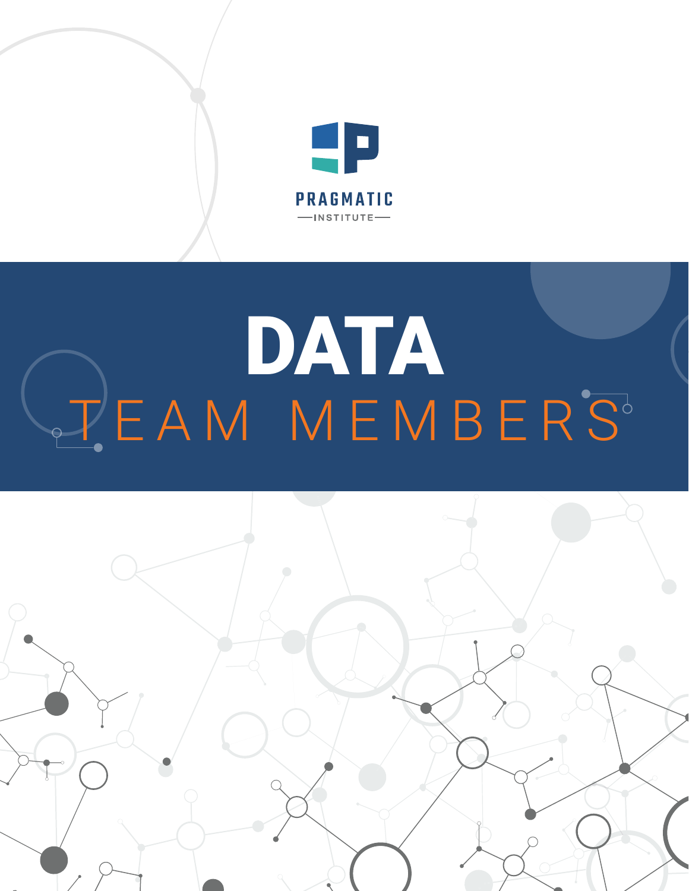PRAGMATIC

INSTITUTE

# DATA

## TEAM MEMBERS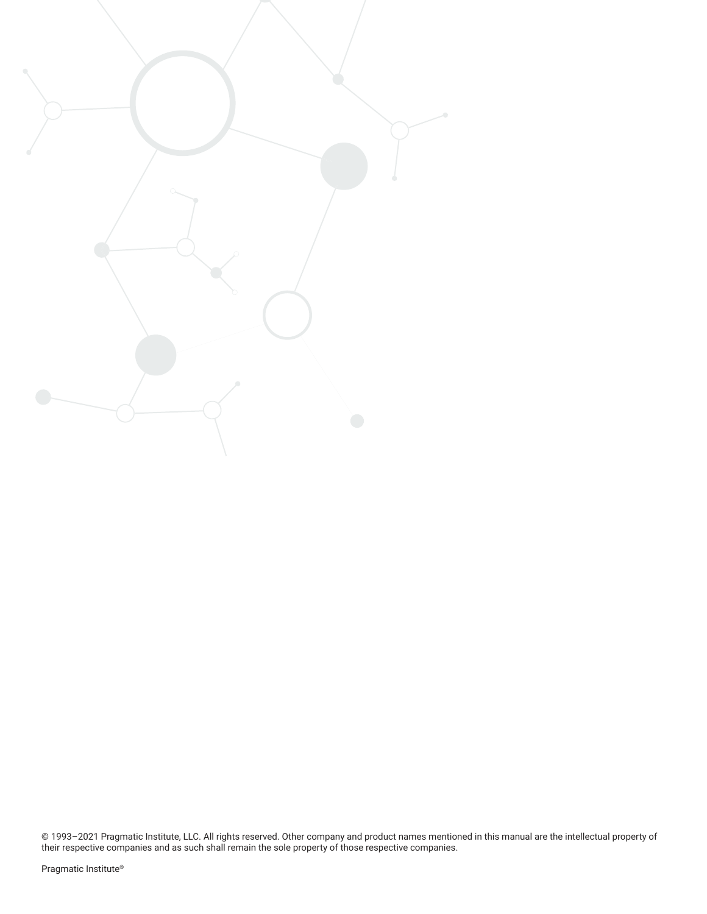© 1993–2021 Pragmatic Institute, LLC. All rights reserved. Other company and product names mentioned in this manual are the intellectual property of their respective companies and as such shall remain the sole property of those respective companies.

Pragmatic Institute®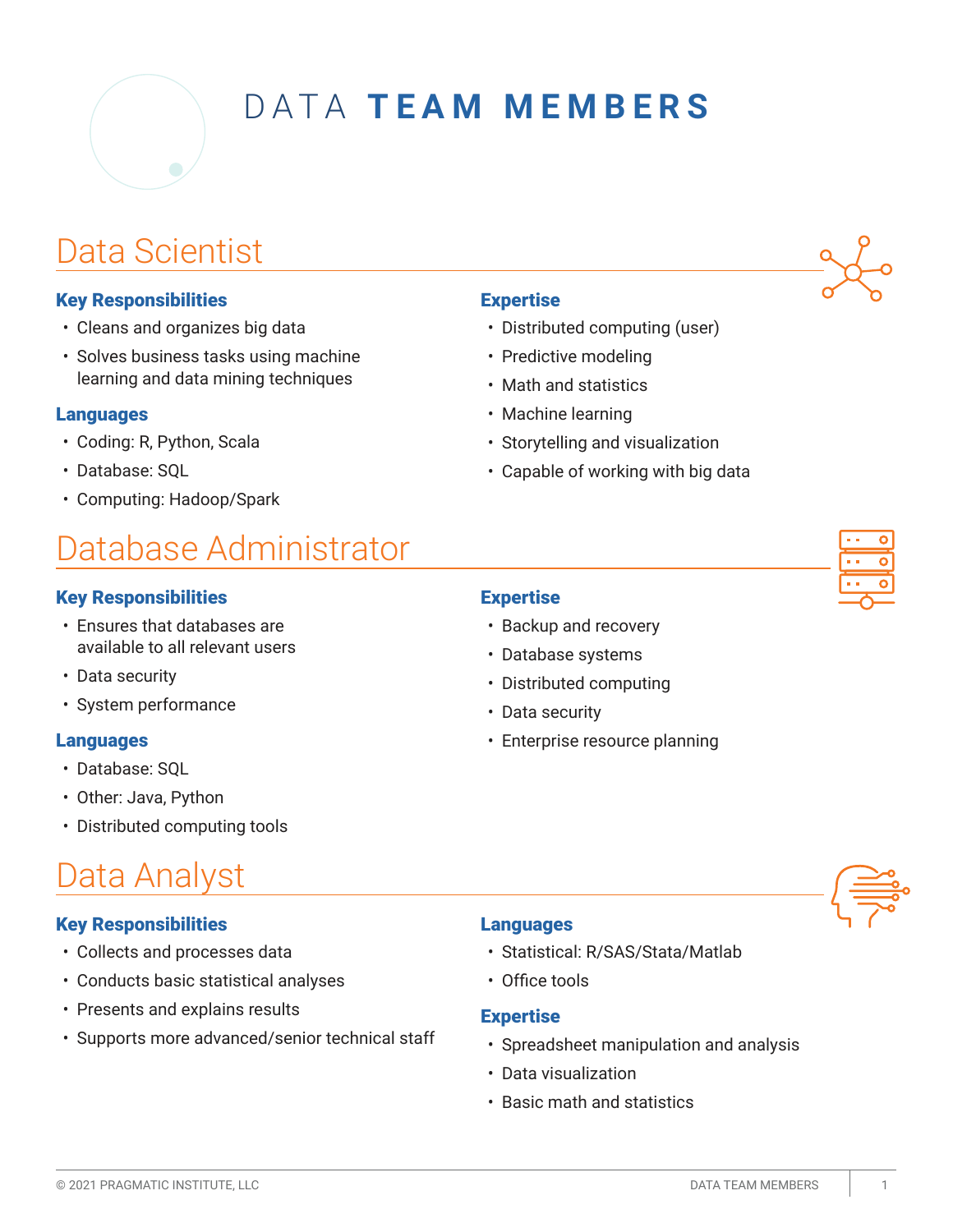# DATA TEAM MEMBERS

## Data Scientist

### Key Responsibilities

- Cleans and organizes big data
- Solves business tasks using machine learning and data mining techniques

### Languages

- Coding: R, Python, Scala
- Database: SQL
- Computing: Hadoop/Spark

### Expertise

- Distributed computing (user)
- Predictive modeling
- Math and statistics
- Machine learning
- Storytelling and visualization
- Capable of working with big data

## Database Administrator

### Key Responsibilities

- Ensures that databases are available to all relevant users
- Data security
- System performance

### Languages

- Database: SQL
- Other: Java, Python
- Distributed computing tools

### Expertise

- Backup and recovery
- Database systems
- Distributed computing
- Data security
- Enterprise resource planning

## Data Analyst

### Key Responsibilities

- Collects and processes data
- Conducts basic statistical analyses
- Presents and explains results
- Supports more advanced/senior technical staff

### Languages

- Statistical: R/SAS/Stata/Matlab
- Office tools

### Expertise

- Spreadsheet manipulation and analysis
- Data visualization
- Basic math and statistics

© 2021 PRAGMATIC INSTITUTE, LLC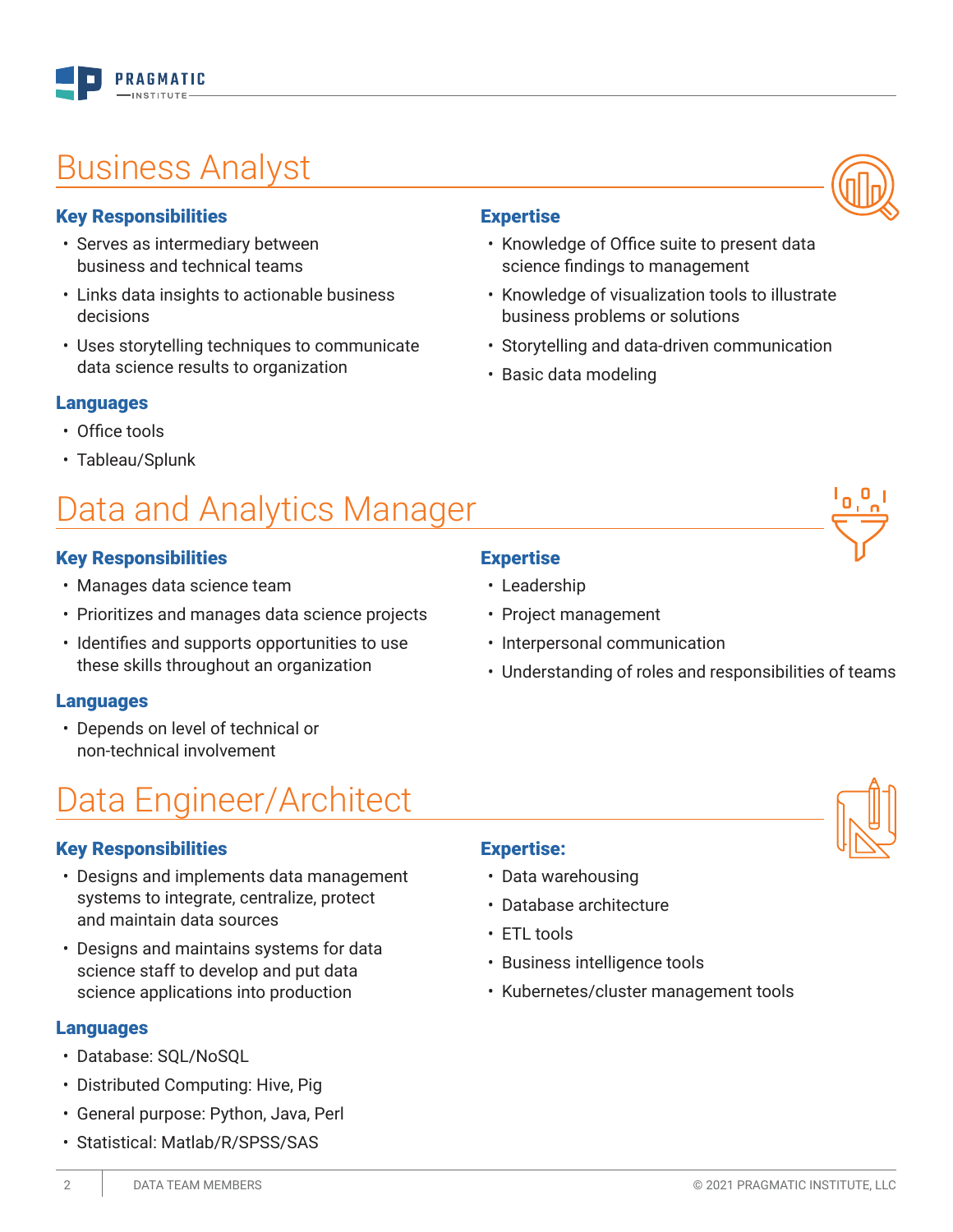# Business Analyst

### Key Responsibilities

- Serves as intermediary between business and technical teams
- Links data insights to actionable business decisions
- Uses storytelling techniques to communicate data science results to organization

### Expertise

- Knowledge of Office suite to present data science findings to management
- Knowledge of visualization tools to illustrate business problems or solutions
- Storytelling and data-driven communication
- Basic data modeling

### Languages

- Office tools
- Tableau/Splunk

# Data and Analytics Manager

### Key Responsibilities

- Manages data science team
- Prioritizes and manages data science projects
- Identifies and supports opportunities to use these skills throughout an organization

### Expertise

- Leadership
- Project management
- Interpersonal communication
- Understanding of roles and responsibilities of teams

### Languages

- Depends on level of technical or non-technical involvement

# Data Engineer/Architect

### Key Responsibilities

- Designs and implements data management systems to integrate, centralize, protect and maintain data sources
- Designs and maintains systems for data science staff to develop and put data science applications into production

### Expertise:

- Data warehousing
- Database architecture
- ETL tools
- Business intelligence tools
- Kubernetes/cluster management tools

### Languages

- Database: SQL/NoSQL
- Distributed Computing: Hive, Pig
- General purpose: Python, Java, Perl
- Statistical: Matlab/R/SPSS/SAS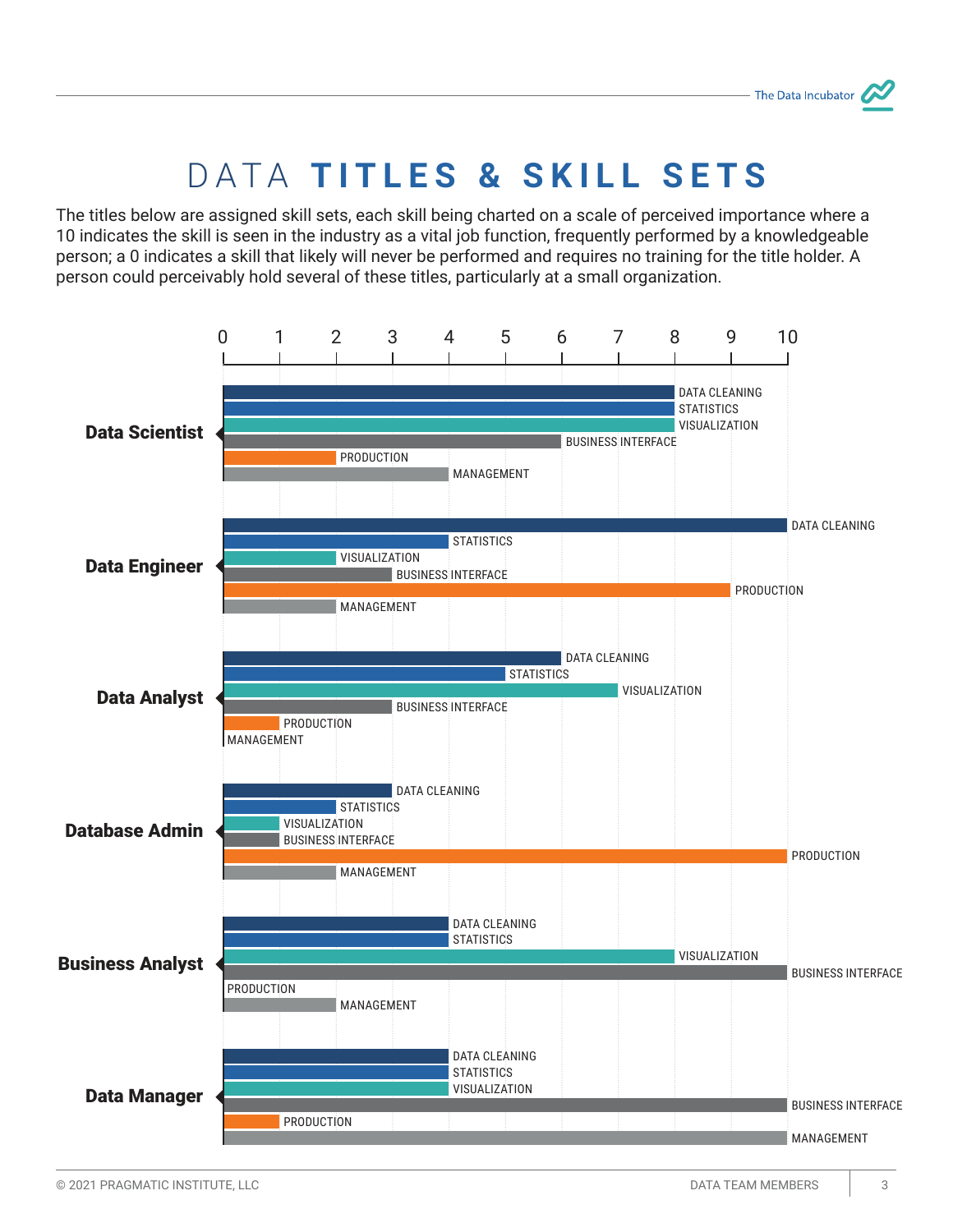# DATA **TITLES & SKILL SETS**

The titles below are assigned skill sets, each skill being charted on a scale of perceived importance where a 10 indicates the skill is seen in the industry as a vital job function, frequently performed by a knowledgeable person; a 0 indicates a skill that likely will never be performed and requires no training for the title holder. A person could perceivably hold several of these titles, particularly at a small organization.

| Title | Data Cleaning | Statistics | Visualization | Business Interface | Production | Management |
|---|---|---|---|---|---|---|
| Data Scientist | 8 | 8 | 8 | 6 | 2 | 4 |
| Data Engineer | 10 | 4 | 2 | 3 | 9 | 2 |
| Data Analyst | 6 | 5 | 7 | 3 | 1 | 0 |
| Database Admin | 3 | 2 | 1 | 1 | 10 | 2 |
| Business Analyst | 4 | 4 | 8 | 10 | 0 | 2 |
| Data Manager | 4 | 4 | 4 | 10 | 1 | 10 |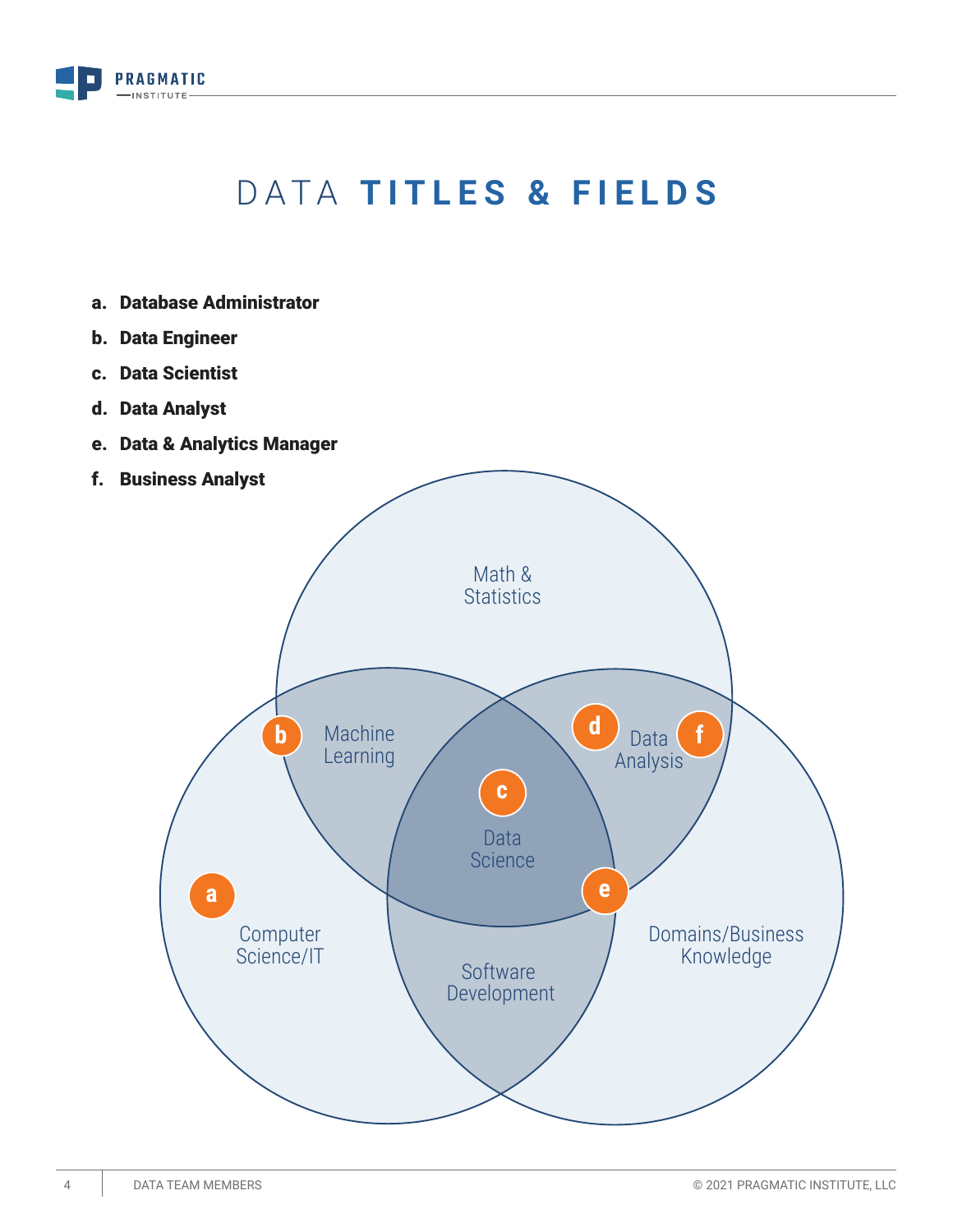# DATA **TITLES & FIELDS**

a. **Database Administrator**
b. **Data Engineer**
c. **Data Scientist**
d. **Data Analyst**
e. **Data & Analytics Manager**
f. **Business Analyst**

Math & Statistics

Machine Learning

Data Analysis

Data Science

Computer Science/IT

Software Development

Domains/Business Knowledge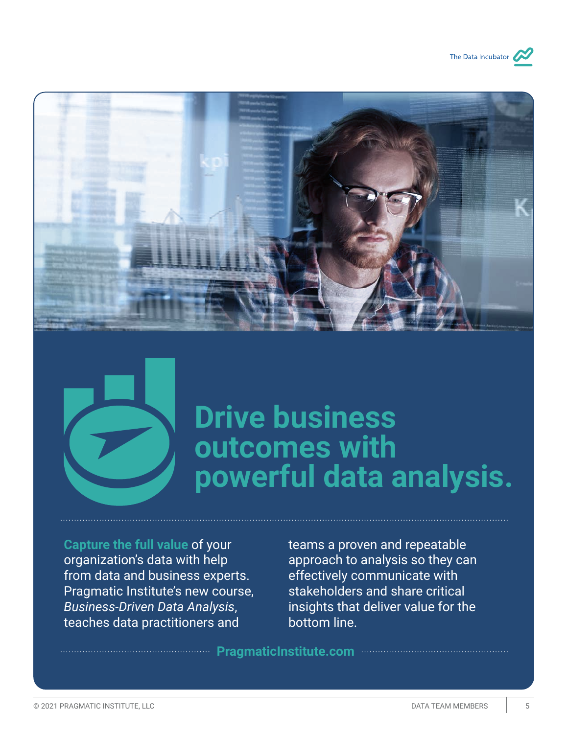# Drive business outcomes with powerful data analysis.

**Capture the full value** of your organization's data with help from data and business experts. Pragmatic Institute's new course, *Business-Driven Data Analysis*, teaches data practitioners and teams a proven and repeatable approach to analysis so they can effectively communicate with stakeholders and share critical insights that deliver value for the bottom line.

**PragmaticInstitute.com**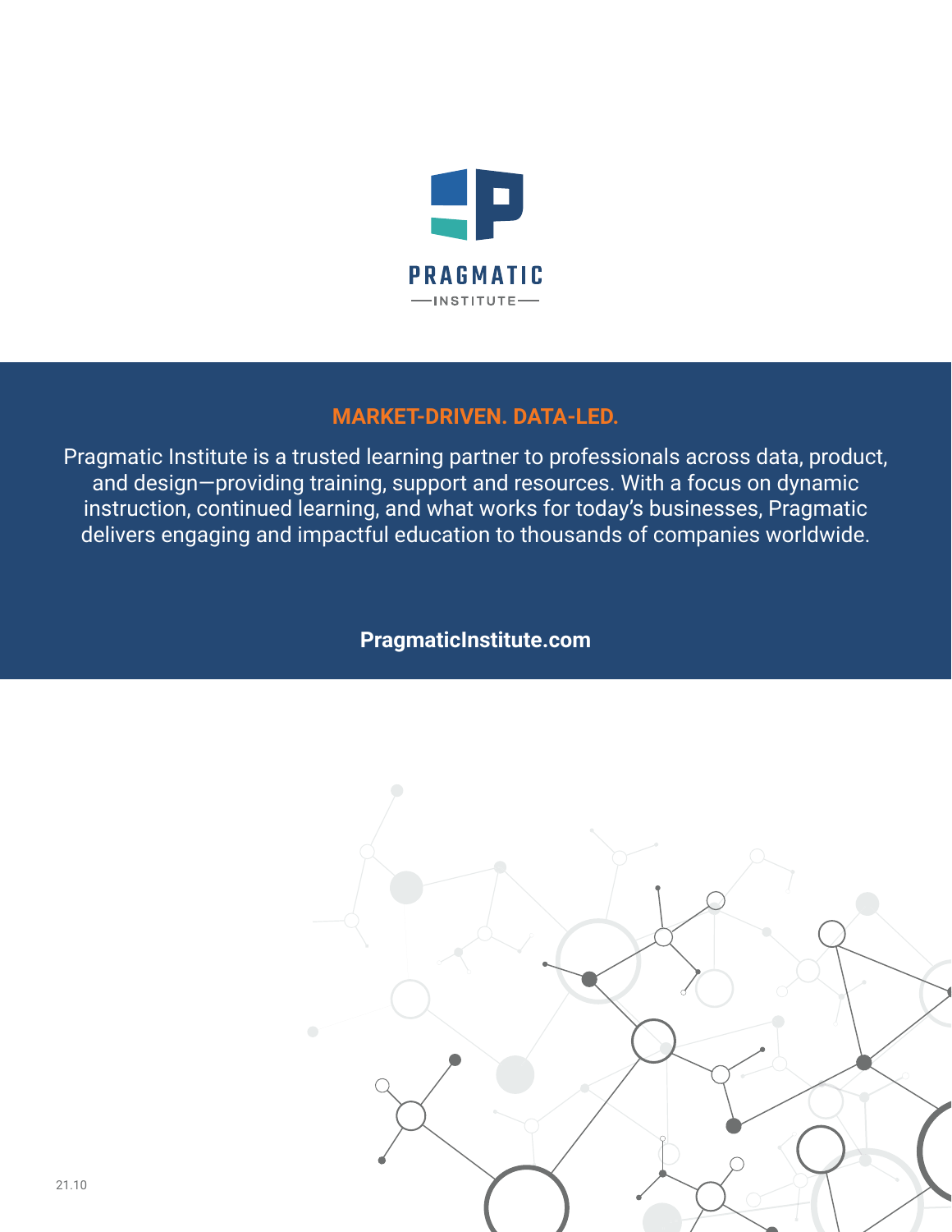PRAGMATIC

INSTITUTE

**MARKET-DRIVEN. DATA-LED.**

Pragmatic Institute is a trusted learning partner to professionals across data, product, and design—providing training, support and resources. With a focus on dynamic instruction, continued learning, and what works for today's businesses, Pragmatic delivers engaging and impactful education to thousands of companies worldwide.

**PragmaticInstitute.com**

21.10